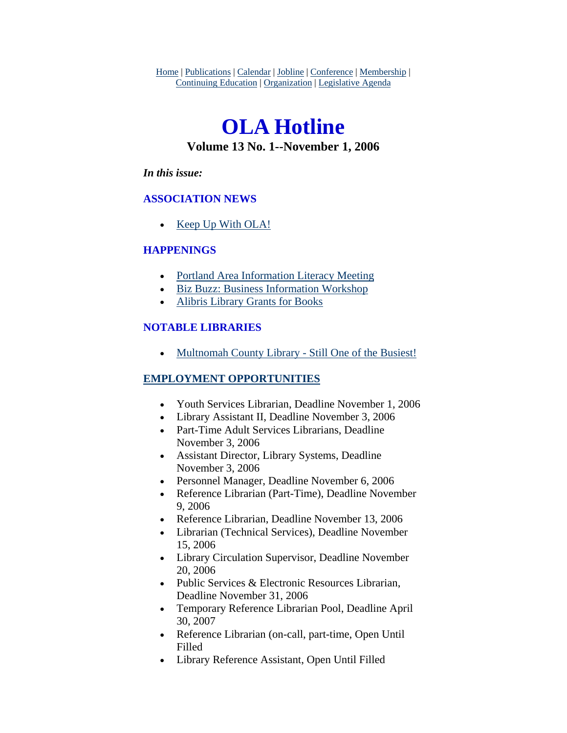Home | Publications | Calendar | Jobline | Conference | Membership | Continuing Education | Organization | Legislative Agenda

# OLA Hotline

### Volume 13 No. 1--November 1, 2006

***In this issue:***

## ASSOCIATION NEWS

- Keep Up With OLA!

## HAPPENINGS

- Portland Area Information Literacy Meeting
- Biz Buzz: Business Information Workshop
- Alibris Library Grants for Books

## NOTABLE LIBRARIES

- Multnomah County Library - Still One of the Busiest!

## EMPLOYMENT OPPORTUNITIES

- Youth Services Librarian, Deadline November 1, 2006
- Library Assistant II, Deadline November 3, 2006
- Part-Time Adult Services Librarians, Deadline November 3, 2006
- Assistant Director, Library Systems, Deadline November 3, 2006
- Personnel Manager, Deadline November 6, 2006
- Reference Librarian (Part-Time), Deadline November 9, 2006
- Reference Librarian, Deadline November 13, 2006
- Librarian (Technical Services), Deadline November 15, 2006
- Library Circulation Supervisor, Deadline November 20, 2006
- Public Services & Electronic Resources Librarian, Deadline November 31, 2006
- Temporary Reference Librarian Pool, Deadline April 30, 2007
- Reference Librarian (on-call, part-time, Open Until Filled
- Library Reference Assistant, Open Until Filled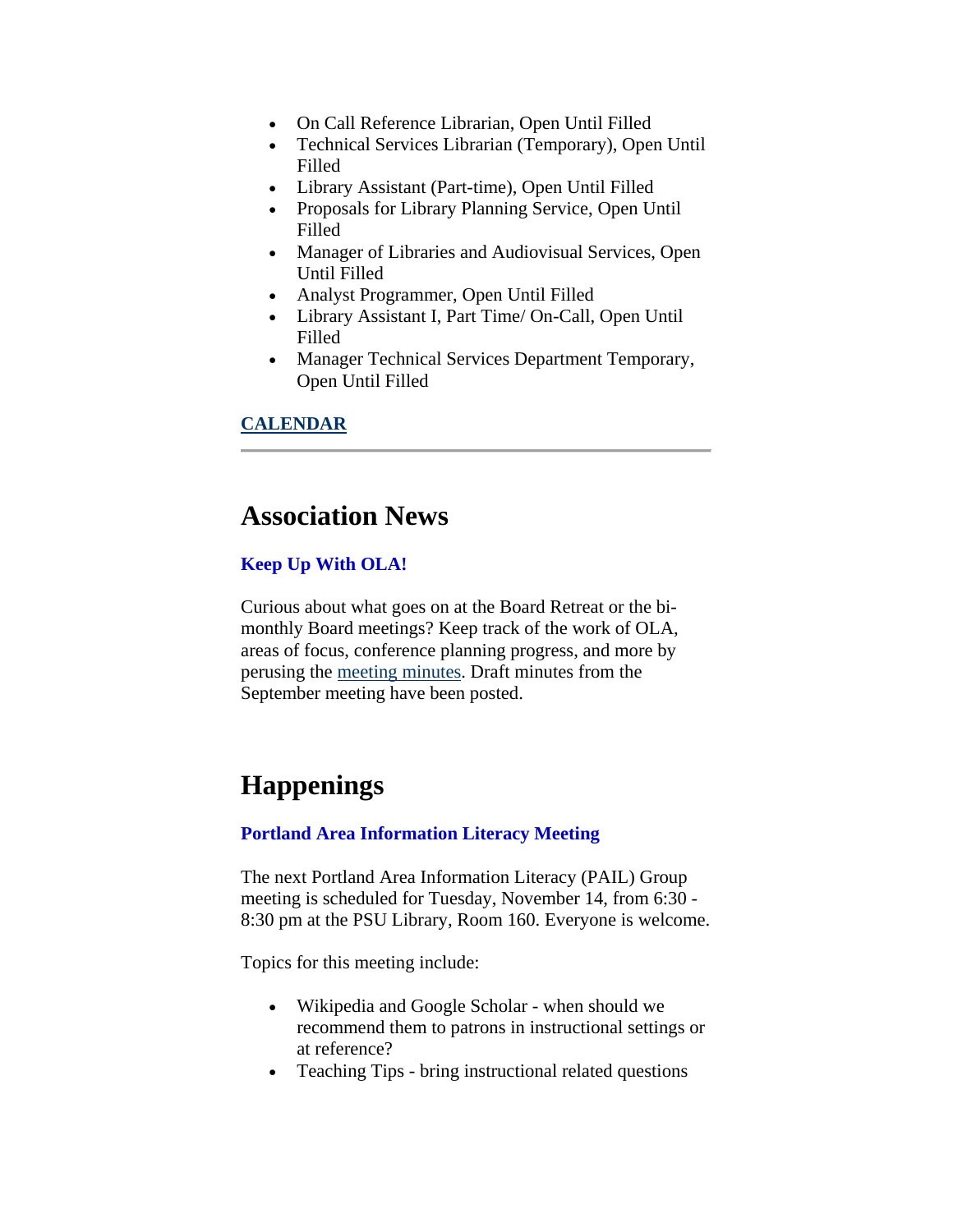- On Call Reference Librarian, Open Until Filled
- Technical Services Librarian (Temporary), Open Until Filled
- Library Assistant (Part-time), Open Until Filled
- Proposals for Library Planning Service, Open Until Filled
- Manager of Libraries and Audiovisual Services, Open Until Filled
- Analyst Programmer, Open Until Filled
- Library Assistant I, Part Time/ On-Call, Open Until Filled
- Manager Technical Services Department Temporary, Open Until Filled

**CALENDAR**

---

# Association News

### Keep Up With OLA!

Curious about what goes on at the Board Retreat or the bi-monthly Board meetings? Keep track of the work of OLA, areas of focus, conference planning progress, and more by perusing the meeting minutes. Draft minutes from the September meeting have been posted.

# Happenings

### Portland Area Information Literacy Meeting

The next Portland Area Information Literacy (PAIL) Group meeting is scheduled for Tuesday, November 14, from 6:30 - 8:30 pm at the PSU Library, Room 160. Everyone is welcome.

Topics for this meeting include:

- Wikipedia and Google Scholar - when should we recommend them to patrons in instructional settings or at reference?
- Teaching Tips - bring instructional related questions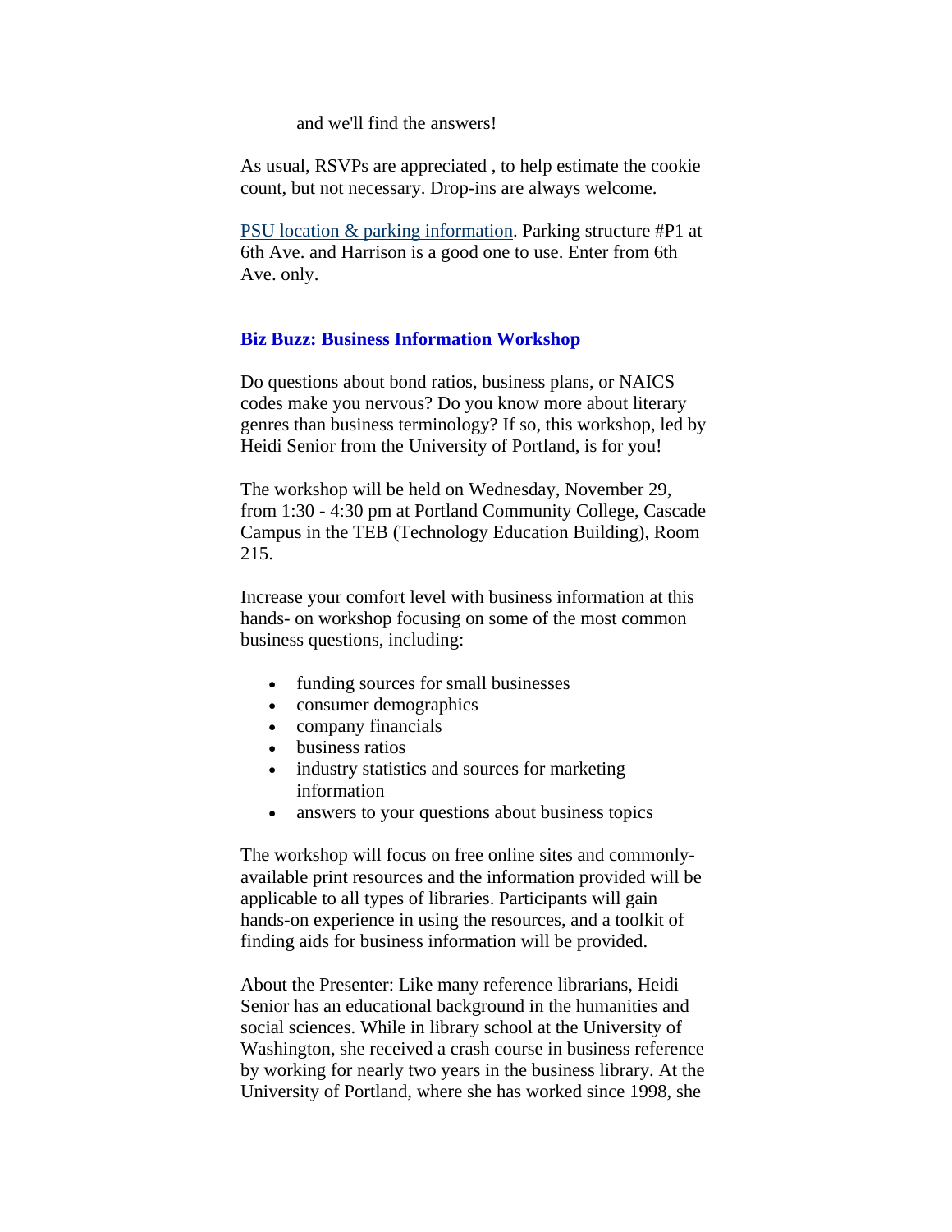and we'll find the answers!

As usual, RSVPs are appreciated , to help estimate the cookie count, but not necessary. Drop-ins are always welcome.

PSU location & parking information. Parking structure #P1 at 6th Ave. and Harrison is a good one to use. Enter from 6th Ave. only.

### Biz Buzz: Business Information Workshop

Do questions about bond ratios, business plans, or NAICS codes make you nervous? Do you know more about literary genres than business terminology? If so, this workshop, led by Heidi Senior from the University of Portland, is for you!

The workshop will be held on Wednesday, November 29, from 1:30 - 4:30 pm at Portland Community College, Cascade Campus in the TEB (Technology Education Building), Room 215.

Increase your comfort level with business information at this hands- on workshop focusing on some of the most common business questions, including:

- funding sources for small businesses
- consumer demographics
- company financials
- business ratios
- industry statistics and sources for marketing information
- answers to your questions about business topics

The workshop will focus on free online sites and commonly-available print resources and the information provided will be applicable to all types of libraries. Participants will gain hands-on experience in using the resources, and a toolkit of finding aids for business information will be provided.

About the Presenter: Like many reference librarians, Heidi Senior has an educational background in the humanities and social sciences. While in library school at the University of Washington, she received a crash course in business reference by working for nearly two years in the business library. At the University of Portland, where she has worked since 1998, she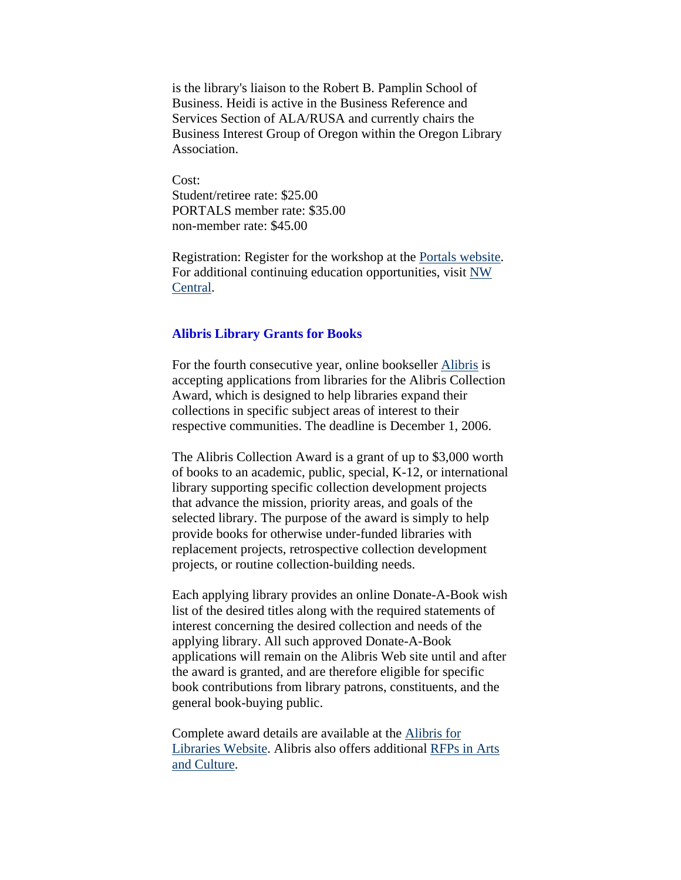is the library's liaison to the Robert B. Pamplin School of Business. Heidi is active in the Business Reference and Services Section of ALA/RUSA and currently chairs the Business Interest Group of Oregon within the Oregon Library Association.

Cost:
Student/retiree rate: $25.00
PORTALS member rate: $35.00
non-member rate: $45.00

Registration: Register for the workshop at the Portals website. For additional continuing education opportunities, visit NW Central.

### Alibris Library Grants for Books

For the fourth consecutive year, online bookseller Alibris is accepting applications from libraries for the Alibris Collection Award, which is designed to help libraries expand their collections in specific subject areas of interest to their respective communities. The deadline is December 1, 2006.

The Alibris Collection Award is a grant of up to $3,000 worth of books to an academic, public, special, K-12, or international library supporting specific collection development projects that advance the mission, priority areas, and goals of the selected library. The purpose of the award is simply to help provide books for otherwise under-funded libraries with replacement projects, retrospective collection development projects, or routine collection-building needs.

Each applying library provides an online Donate-A-Book wish list of the desired titles along with the required statements of interest concerning the desired collection and needs of the applying library. All such approved Donate-A-Book applications will remain on the Alibris Web site until and after the award is granted, and are therefore eligible for specific book contributions from library patrons, constituents, and the general book-buying public.

Complete award details are available at the Alibris for Libraries Website. Alibris also offers additional RFPs in Arts and Culture.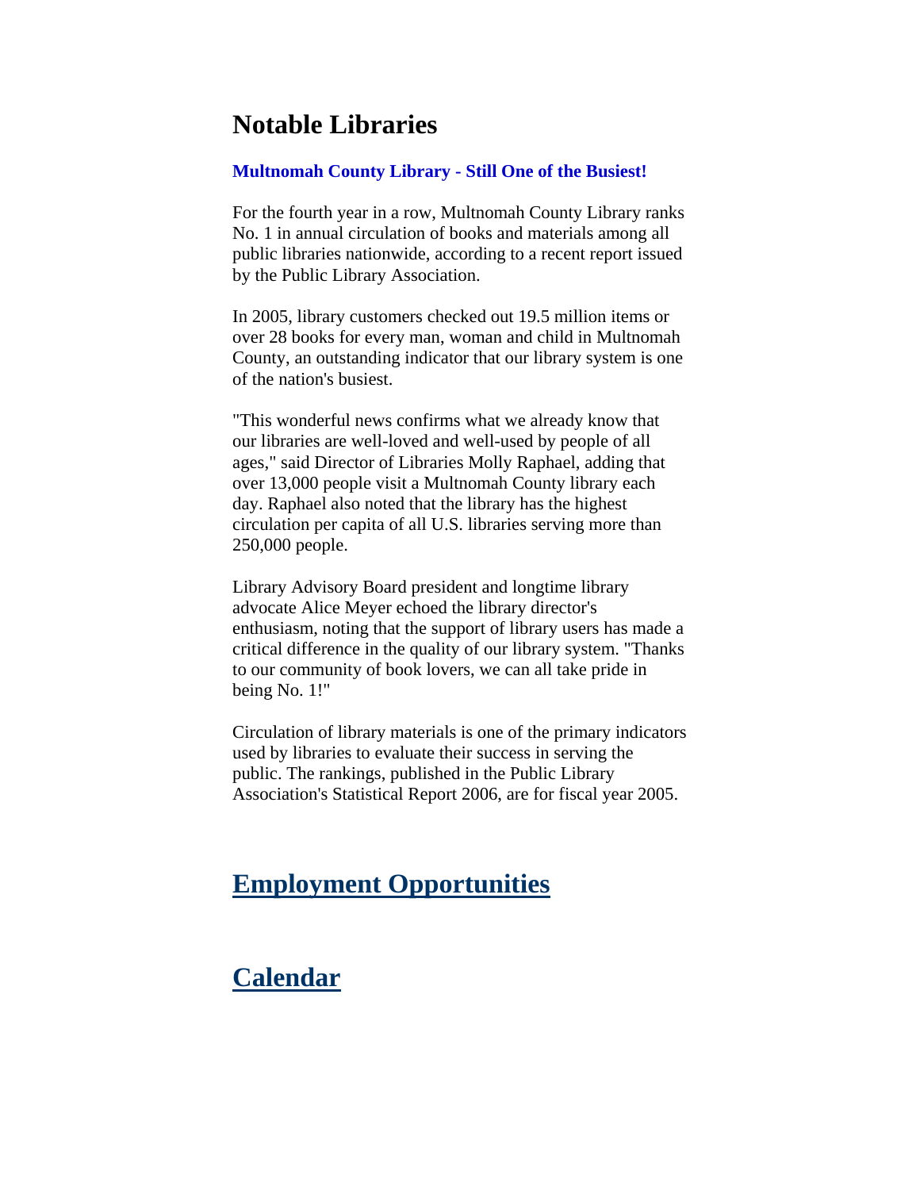# Notable Libraries

### **Multnomah County Library - Still One of the Busiest!**

For the fourth year in a row, Multnomah County Library ranks No. 1 in annual circulation of books and materials among all public libraries nationwide, according to a recent report issued by the Public Library Association.

In 2005, library customers checked out 19.5 million items or over 28 books for every man, woman and child in Multnomah County, an outstanding indicator that our library system is one of the nation's busiest.

"This wonderful news confirms what we already know that our libraries are well-loved and well-used by people of all ages," said Director of Libraries Molly Raphael, adding that over 13,000 people visit a Multnomah County library each day. Raphael also noted that the library has the highest circulation per capita of all U.S. libraries serving more than 250,000 people.

Library Advisory Board president and longtime library advocate Alice Meyer echoed the library director's enthusiasm, noting that the support of library users has made a critical difference in the quality of our library system. "Thanks to our community of book lovers, we can all take pride in being No. 1!"

Circulation of library materials is one of the primary indicators used by libraries to evaluate their success in serving the public. The rankings, published in the Public Library Association's Statistical Report 2006, are for fiscal year 2005.

# Employment Opportunities

# Calendar